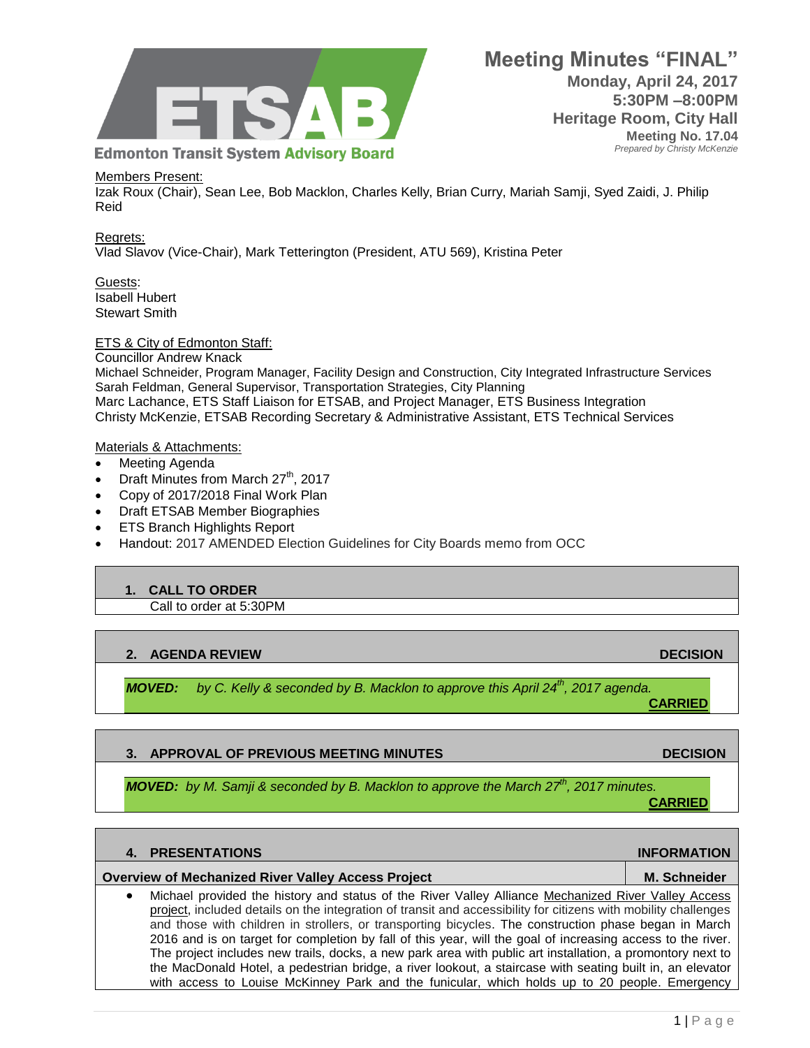# Meeting Minutes "FINAL"

**Monday, April 24, 2017**
**5:30PM –8:00PM**
**Heritage Room, City Hall**
**Meeting No. 17.04**
*Prepared by Christy McKenzie*

**Edmonton Transit System Advisory Board**

Members Present:
Izak Roux (Chair), Sean Lee, Bob Macklon, Charles Kelly, Brian Curry, Mariah Samji, Syed Zaidi, J. Philip Reid

Regrets:
Vlad Slavov (Vice-Chair), Mark Tetterington (President, ATU 569), Kristina Peter

Guests:
Isabell Hubert
Stewart Smith

ETS & City of Edmonton Staff:
Councillor Andrew Knack
Michael Schneider, Program Manager, Facility Design and Construction, City Integrated Infrastructure Services
Sarah Feldman, General Supervisor, Transportation Strategies, City Planning
Marc Lachance, ETS Staff Liaison for ETSAB, and Project Manager, ETS Business Integration
Christy McKenzie, ETSAB Recording Secretary & Administrative Assistant, ETS Technical Services

Materials & Attachments:

- Meeting Agenda
- Draft Minutes from March 27th, 2017
- Copy of 2017/2018 Final Work Plan
- Draft ETSAB Member Biographies
- ETS Branch Highlights Report
- Handout: 2017 AMENDED Election Guidelines for City Boards memo from OCC

## 1. CALL TO ORDER

Call to order at 5:30PM

## 2. AGENDA REVIEW — DECISION

***MOVED:*** *by C. Kelly & seconded by B. Macklon to approve this April 24th, 2017 agenda.* **CARRIED**

## 3. APPROVAL OF PREVIOUS MEETING MINUTES — DECISION

***MOVED:*** *by M. Samji & seconded by B. Macklon to approve the March 27th, 2017 minutes.* **CARRIED**

## 4. PRESENTATIONS — INFORMATION

| **Overview of Mechanized River Valley Access Project** | **M. Schneider** |
|---|---|

- Michael provided the history and status of the River Valley Alliance Mechanized River Valley Access project, included details on the integration of transit and accessibility for citizens with mobility challenges and those with children in strollers, or transporting bicycles. The construction phase began in March 2016 and is on target for completion by fall of this year, will the goal of increasing access to the river. The project includes new trails, docks, a new park area with public art installation, a promontory next to the MacDonald Hotel, a pedestrian bridge, a river lookout, a staircase with seating built in, an elevator with access to Louise McKinney Park and the funicular, which holds up to 20 people. Emergency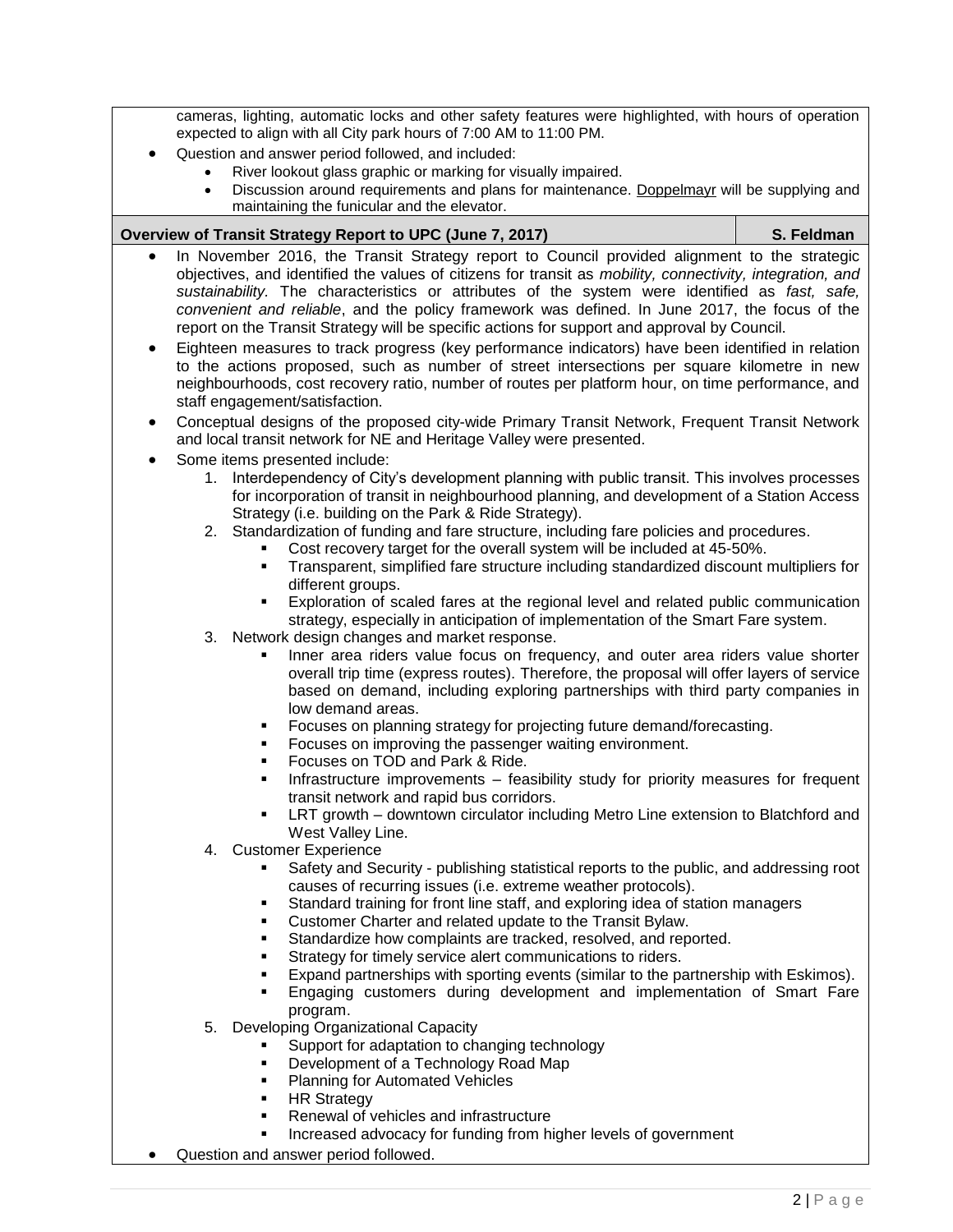cameras, lighting, automatic locks and other safety features were highlighted, with hours of operation expected to align with all City park hours of 7:00 AM to 11:00 PM.

- Question and answer period followed, and included:
  - River lookout glass graphic or marking for visually impaired.
  - Discussion around requirements and plans for maintenance. Doppelmayr will be supplying and maintaining the funicular and the elevator.

| **Overview of Transit Strategy Report to UPC (June 7, 2017)** | **S. Feldman** |
| --- | --- |

- In November 2016, the Transit Strategy report to Council provided alignment to the strategic objectives, and identified the values of citizens for transit as *mobility, connectivity, integration, and sustainability.* The characteristics or attributes of the system were identified as *fast, safe, convenient and reliable*, and the policy framework was defined. In June 2017, the focus of the report on the Transit Strategy will be specific actions for support and approval by Council.
- Eighteen measures to track progress (key performance indicators) have been identified in relation to the actions proposed, such as number of street intersections per square kilometre in new neighbourhoods, cost recovery ratio, number of routes per platform hour, on time performance, and staff engagement/satisfaction.
- Conceptual designs of the proposed city-wide Primary Transit Network, Frequent Transit Network and local transit network for NE and Heritage Valley were presented.
- Some items presented include:
  1. Interdependency of City's development planning with public transit. This involves processes for incorporation of transit in neighbourhood planning, and development of a Station Access Strategy (i.e. building on the Park & Ride Strategy).
  2. Standardization of funding and fare structure, including fare policies and procedures.
     - Cost recovery target for the overall system will be included at 45-50%.
     - Transparent, simplified fare structure including standardized discount multipliers for different groups.
     - Exploration of scaled fares at the regional level and related public communication strategy, especially in anticipation of implementation of the Smart Fare system.
  3. Network design changes and market response.
     - Inner area riders value focus on frequency, and outer area riders value shorter overall trip time (express routes). Therefore, the proposal will offer layers of service based on demand, including exploring partnerships with third party companies in low demand areas.
     - Focuses on planning strategy for projecting future demand/forecasting.
     - Focuses on improving the passenger waiting environment.
     - Focuses on TOD and Park & Ride.
     - Infrastructure improvements – feasibility study for priority measures for frequent transit network and rapid bus corridors.
     - LRT growth – downtown circulator including Metro Line extension to Blatchford and West Valley Line.
  4. Customer Experience
     - Safety and Security - publishing statistical reports to the public, and addressing root causes of recurring issues (i.e. extreme weather protocols).
     - Standard training for front line staff, and exploring idea of station managers
     - Customer Charter and related update to the Transit Bylaw.
     - Standardize how complaints are tracked, resolved, and reported.
     - Strategy for timely service alert communications to riders.
     - Expand partnerships with sporting events (similar to the partnership with Eskimos).
     - Engaging customers during development and implementation of Smart Fare program.
  5. Developing Organizational Capacity
     - Support for adaptation to changing technology
     - Development of a Technology Road Map
     - Planning for Automated Vehicles
     - HR Strategy
     - Renewal of vehicles and infrastructure
     - Increased advocacy for funding from higher levels of government
- Question and answer period followed.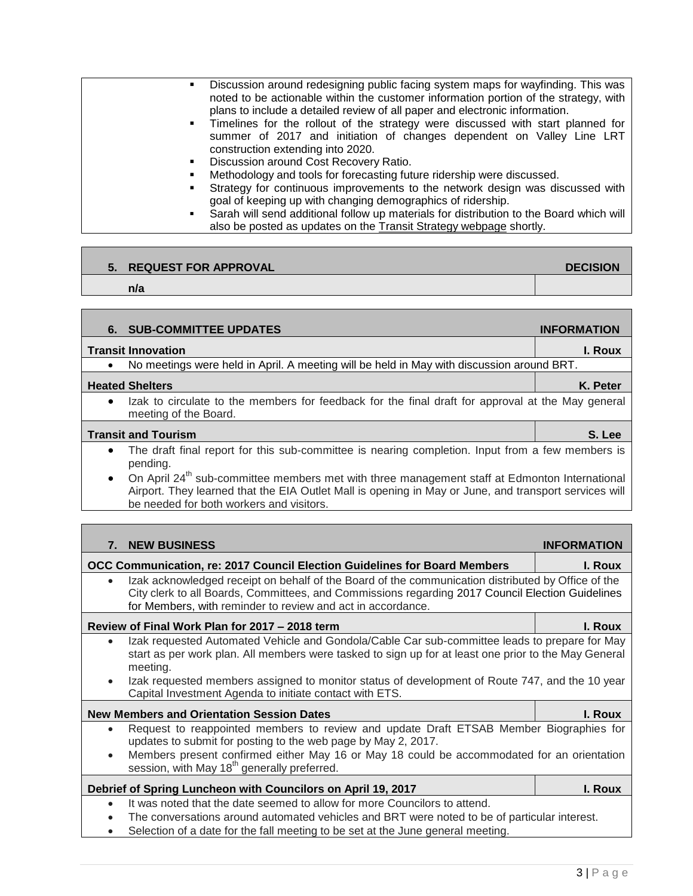- Discussion around redesigning public facing system maps for wayfinding. This was noted to be actionable within the customer information portion of the strategy, with plans to include a detailed review of all paper and electronic information.
- Timelines for the rollout of the strategy were discussed with start planned for summer of 2017 and initiation of changes dependent on Valley Line LRT construction extending into 2020.
- Discussion around Cost Recovery Ratio.
- Methodology and tools for forecasting future ridership were discussed.
- Strategy for continuous improvements to the network design was discussed with goal of keeping up with changing demographics of ridership.
- Sarah will send additional follow up materials for distribution to the Board which will also be posted as updates on the Transit Strategy webpage shortly.

| 5. REQUEST FOR APPROVAL | DECISION |
|---|---|
| **n/a** | |

| 6. SUB-COMMITTEE UPDATES | INFORMATION |
|---|---|
| **Transit Innovation** | **I. Roux** |
| • No meetings were held in April. A meeting will be held in May with discussion around BRT. | |
| **Heated Shelters** | **K. Peter** |
| • Izak to circulate to the members for feedback for the final draft for approval at the May general meeting of the Board. | |
| **Transit and Tourism** | **S. Lee** |
| • The draft final report for this sub-committee is nearing completion. Input from a few members is pending.<br>• On April 24th sub-committee members met with three management staff at Edmonton International Airport. They learned that the EIA Outlet Mall is opening in May or June, and transport services will be needed for both workers and visitors. | |

| 7. NEW BUSINESS | INFORMATION |
|---|---|
| **OCC Communication, re: 2017 Council Election Guidelines for Board Members** | **I. Roux** |
| • Izak acknowledged receipt on behalf of the Board of the communication distributed by Office of the City clerk to all Boards, Committees, and Commissions regarding 2017 Council Election Guidelines for Members, with reminder to review and act in accordance. | |
| **Review of Final Work Plan for 2017 – 2018 term** | **I. Roux** |
| • Izak requested Automated Vehicle and Gondola/Cable Car sub-committee leads to prepare for May start as per work plan. All members were tasked to sign up for at least one prior to the May General meeting.<br>• Izak requested members assigned to monitor status of development of Route 747, and the 10 year Capital Investment Agenda to initiate contact with ETS. | |
| **New Members and Orientation Session Dates** | **I. Roux** |
| • Request to reappointed members to review and update Draft ETSAB Member Biographies for updates to submit for posting to the web page by May 2, 2017.<br>• Members present confirmed either May 16 or May 18 could be accommodated for an orientation session, with May 18th generally preferred. | |
| **Debrief of Spring Luncheon with Councilors on April 19, 2017** | **I. Roux** |
| • It was noted that the date seemed to allow for more Councilors to attend.<br>• The conversations around automated vehicles and BRT were noted to be of particular interest.<br>• Selection of a date for the fall meeting to be set at the June general meeting. | |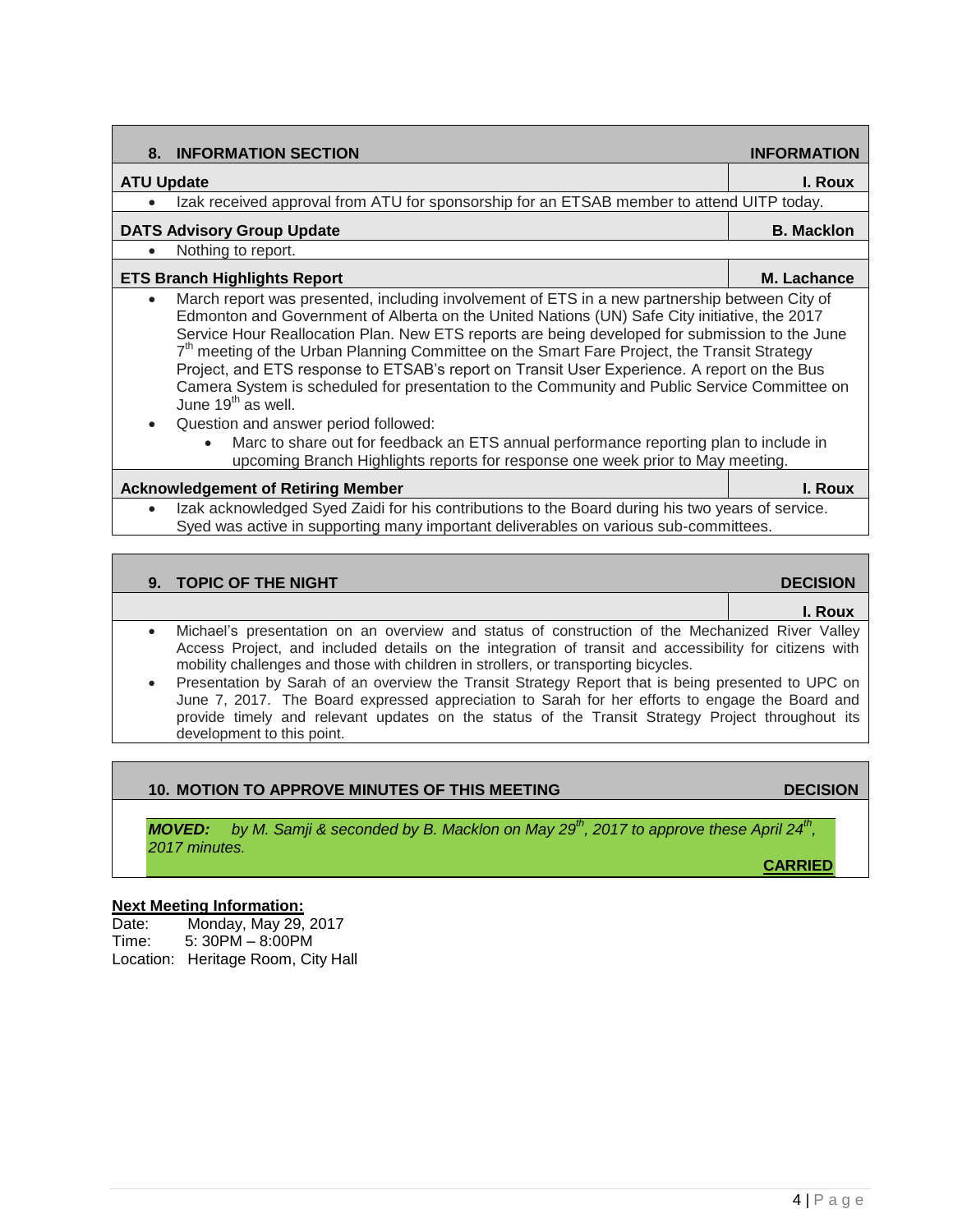| 8. INFORMATION SECTION | INFORMATION |
|---|---|
| **ATU Update** | **I. Roux** |

- Izak received approval from ATU for sponsorship for an ETSAB member to attend UITP today.

| | |
|---|---|
| **DATS Advisory Group Update** | **B. Macklon** |

- Nothing to report.

| | |
|---|---|
| **ETS Branch Highlights Report** | **M. Lachance** |

- March report was presented, including involvement of ETS in a new partnership between City of Edmonton and Government of Alberta on the United Nations (UN) Safe City initiative, the 2017 Service Hour Reallocation Plan. New ETS reports are being developed for submission to the June 7th meeting of the Urban Planning Committee on the Smart Fare Project, the Transit Strategy Project, and ETS response to ETSAB's report on Transit User Experience. A report on the Bus Camera System is scheduled for presentation to the Community and Public Service Committee on June 19th as well.
- Question and answer period followed:
  - Marc to share out for feedback an ETS annual performance reporting plan to include in upcoming Branch Highlights reports for response one week prior to May meeting.

| | |
|---|---|
| **Acknowledgement of Retiring Member** | **I. Roux** |

- Izak acknowledged Syed Zaidi for his contributions to the Board during his two years of service. Syed was active in supporting many important deliverables on various sub-committees.

| 9. TOPIC OF THE NIGHT | DECISION |
|---|---|
| | **I. Roux** |

- Michael's presentation on an overview and status of construction of the Mechanized River Valley Access Project, and included details on the integration of transit and accessibility for citizens with mobility challenges and those with children in strollers, or transporting bicycles.
- Presentation by Sarah of an overview the Transit Strategy Report that is being presented to UPC on June 7, 2017. The Board expressed appreciation to Sarah for her efforts to engage the Board and provide timely and relevant updates on the status of the Transit Strategy Project throughout its development to this point.

| 10. MOTION TO APPROVE MINUTES OF THIS MEETING | DECISION |
|---|---|

***MOVED:*** *by M. Samji & seconded by B. Macklon on May 29th, 2017 to approve these April 24th, 2017 minutes.*

**CARRIED**

**Next Meeting Information:**

Date: Monday, May 29, 2017
Time: 5: 30PM – 8:00PM
Location: Heritage Room, City Hall